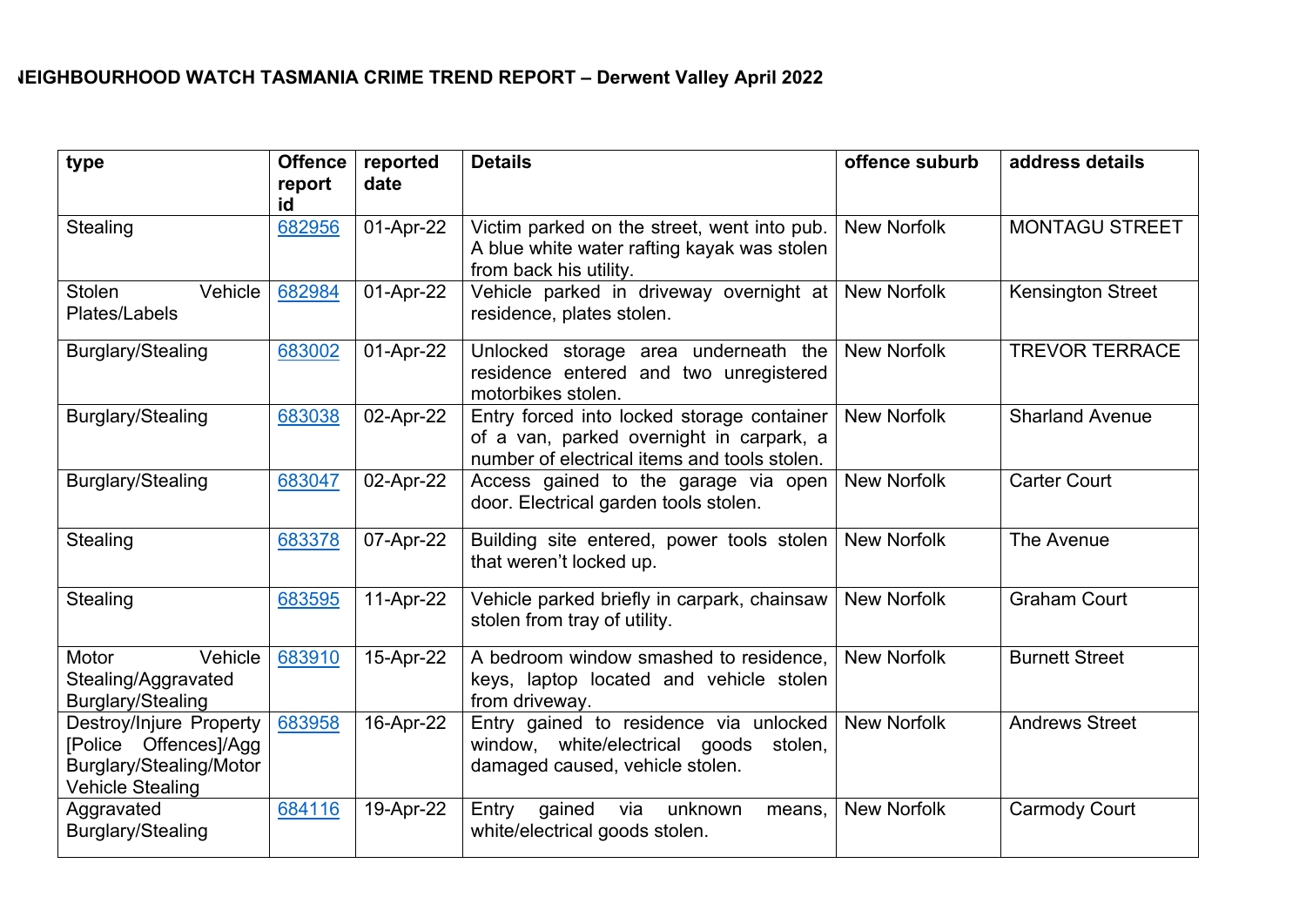# NEIGHBOURHOOD WATCH TASMANIA CRIME TREND REPORT – Derwent Valley April 2022

| type | Offence report id | reported date | Details | offence suburb | address details |
|---|---|---|---|---|---|
| Stealing | 682956 | 01-Apr-22 | Victim parked on the street, went into pub. A blue white water rafting kayak was stolen from back his utility. | New Norfolk | MONTAGU STREET |
| Stolen Vehicle Plates/Labels | 682984 | 01-Apr-22 | Vehicle parked in driveway overnight at residence, plates stolen. | New Norfolk | Kensington Street |
| Burglary/Stealing | 683002 | 01-Apr-22 | Unlocked storage area underneath the residence entered and two unregistered motorbikes stolen. | New Norfolk | TREVOR TERRACE |
| Burglary/Stealing | 683038 | 02-Apr-22 | Entry forced into locked storage container of a van, parked overnight in carpark, a number of electrical items and tools stolen. | New Norfolk | Sharland Avenue |
| Burglary/Stealing | 683047 | 02-Apr-22 | Access gained to the garage via open door. Electrical garden tools stolen. | New Norfolk | Carter Court |
| Stealing | 683378 | 07-Apr-22 | Building site entered, power tools stolen that weren't locked up. | New Norfolk | The Avenue |
| Stealing | 683595 | 11-Apr-22 | Vehicle parked briefly in carpark, chainsaw stolen from tray of utility. | New Norfolk | Graham Court |
| Motor Vehicle Stealing/Aggravated Burglary/Stealing | 683910 | 15-Apr-22 | A bedroom window smashed to residence, keys, laptop located and vehicle stolen from driveway. | New Norfolk | Burnett Street |
| Destroy/Injure Property [Police Offences]/Agg Burglary/Stealing/Motor Vehicle Stealing | 683958 | 16-Apr-22 | Entry gained to residence via unlocked window, white/electrical goods stolen, damaged caused, vehicle stolen. | New Norfolk | Andrews Street |
| Aggravated Burglary/Stealing | 684116 | 19-Apr-22 | Entry gained via unknown means, white/electrical goods stolen. | New Norfolk | Carmody Court |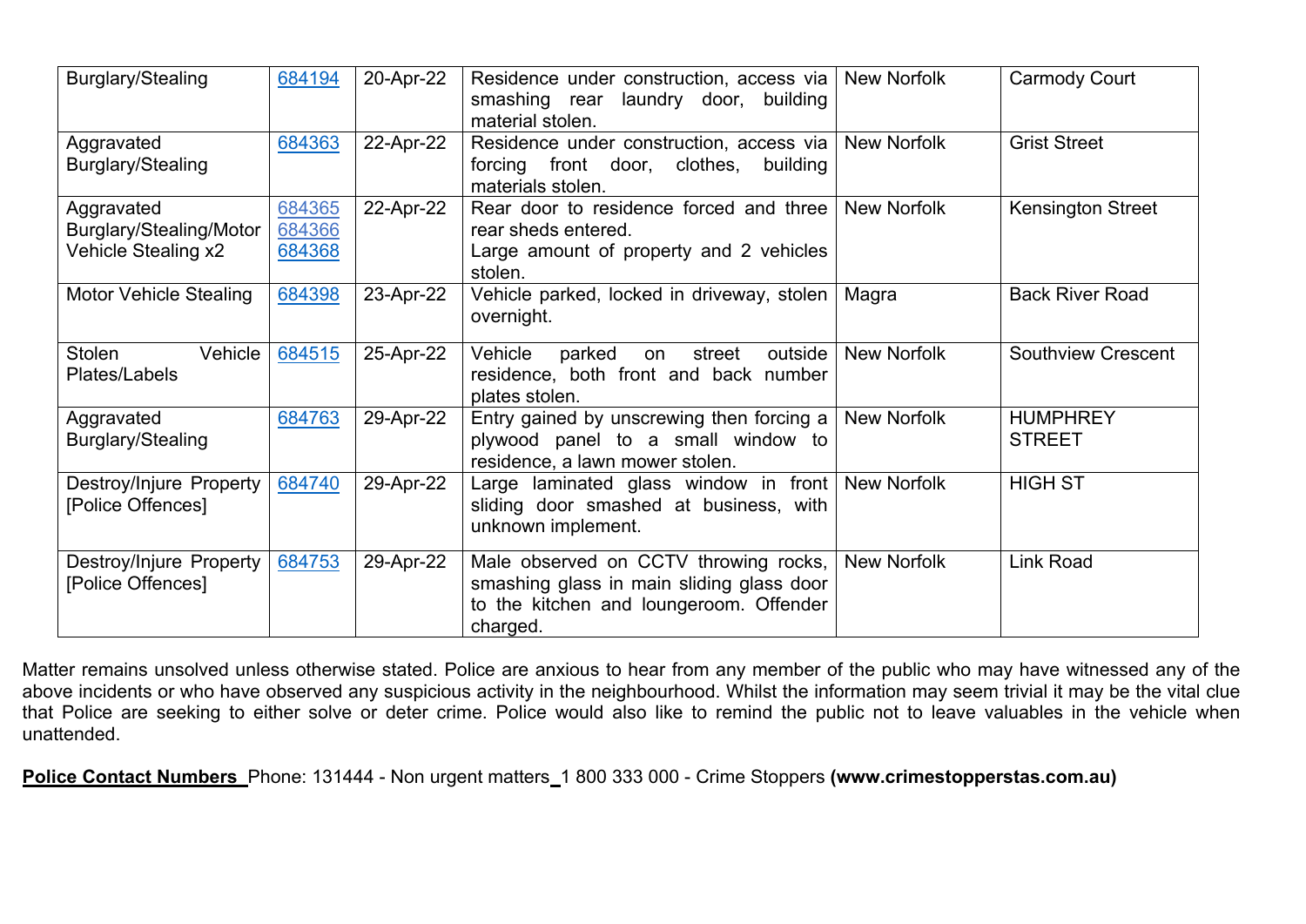| | | | | | |
|---|---|---|---|---|---|
| Burglary/Stealing | 684194 | 20-Apr-22 | Residence under construction, access via smashing rear laundry door, building material stolen. | New Norfolk | Carmody Court |
| Aggravated Burglary/Stealing | 684363 | 22-Apr-22 | Residence under construction, access via forcing front door, clothes, building materials stolen. | New Norfolk | Grist Street |
| Aggravated Burglary/Stealing/Motor Vehicle Stealing x2 | 684365 684366 684368 | 22-Apr-22 | Rear door to residence forced and three rear sheds entered. Large amount of property and 2 vehicles stolen. | New Norfolk | Kensington Street |
| Motor Vehicle Stealing | 684398 | 23-Apr-22 | Vehicle parked, locked in driveway, stolen overnight. | Magra | Back River Road |
| Stolen Vehicle Plates/Labels | 684515 | 25-Apr-22 | Vehicle parked on street outside residence, both front and back number plates stolen. | New Norfolk | Southview Crescent |
| Aggravated Burglary/Stealing | 684763 | 29-Apr-22 | Entry gained by unscrewing then forcing a plywood panel to a small window to residence, a lawn mower stolen. | New Norfolk | HUMPHREY STREET |
| Destroy/Injure Property [Police Offences] | 684740 | 29-Apr-22 | Large laminated glass window in front sliding door smashed at business, with unknown implement. | New Norfolk | HIGH ST |
| Destroy/Injure Property [Police Offences] | 684753 | 29-Apr-22 | Male observed on CCTV throwing rocks, smashing glass in main sliding glass door to the kitchen and loungeroom. Offender charged. | New Norfolk | Link Road |

Matter remains unsolved unless otherwise stated. Police are anxious to hear from any member of the public who may have witnessed any of the above incidents or who have observed any suspicious activity in the neighbourhood. Whilst the information may seem trivial it may be the vital clue that Police are seeking to either solve or deter crime. Police would also like to remind the public not to leave valuables in the vehicle when unattended.

**Police Contact Numbers** Phone: 131444 - Non urgent matters 1 800 333 000 - Crime Stoppers **(www.crimestopperstas.com.au)**